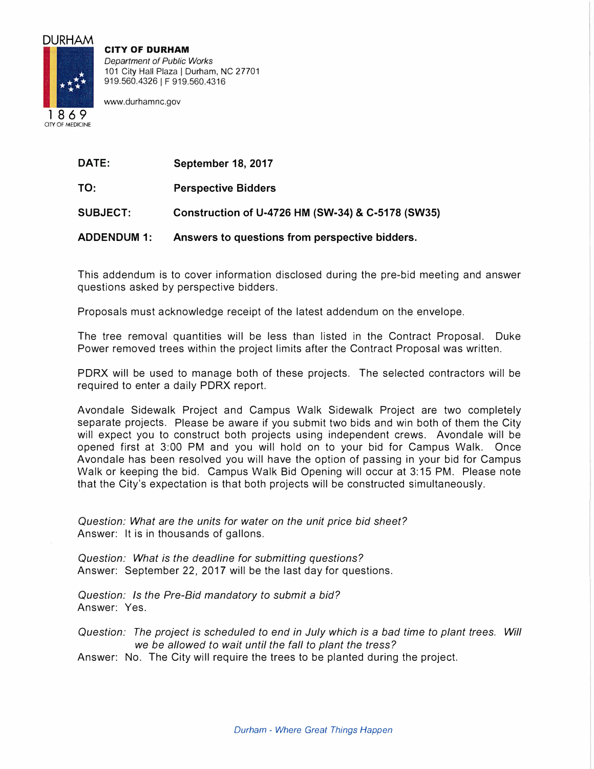DURHAM

1869
CITY OF MEDICINE

**CITY OF DURHAM**
*Department of Public Works*
101 City Hall Plaza | Durham, NC 27701
919.560.4326 | F 919.560.4316

www.durhamnc.gov

| | |
|---|---|
| **DATE:** | **September 18, 2017** |
| **TO:** | **Perspective Bidders** |
| **SUBJECT:** | **Construction of U-4726 HM (SW-34) & C-5178 (SW35)** |
| **ADDENDUM 1:** | **Answers to questions from perspective bidders.** |

This addendum is to cover information disclosed during the pre-bid meeting and answer questions asked by perspective bidders.

Proposals must acknowledge receipt of the latest addendum on the envelope.

The tree removal quantities will be less than listed in the Contract Proposal. Duke Power removed trees within the project limits after the Contract Proposal was written.

PDRX will be used to manage both of these projects. The selected contractors will be required to enter a daily PDRX report.

Avondale Sidewalk Project and Campus Walk Sidewalk Project are two completely separate projects. Please be aware if you submit two bids and win both of them the City will expect you to construct both projects using independent crews. Avondale will be opened first at 3:00 PM and you will hold on to your bid for Campus Walk. Once Avondale has been resolved you will have the option of passing in your bid for Campus Walk or keeping the bid. Campus Walk Bid Opening will occur at 3:15 PM. Please note that the City's expectation is that both projects will be constructed simultaneously.

*Question: What are the units for water on the unit price bid sheet?*
Answer: It is in thousands of gallons.

*Question: What is the deadline for submitting questions?*
Answer: September 22, 2017 will be the last day for questions.

*Question: Is the Pre-Bid mandatory to submit a bid?*
Answer: Yes.

*Question: The project is scheduled to end in July which is a bad time to plant trees. Will we be allowed to wait until the fall to plant the tress?*
Answer: No. The City will require the trees to be planted during the project.

*Durham - Where Great Things Happen*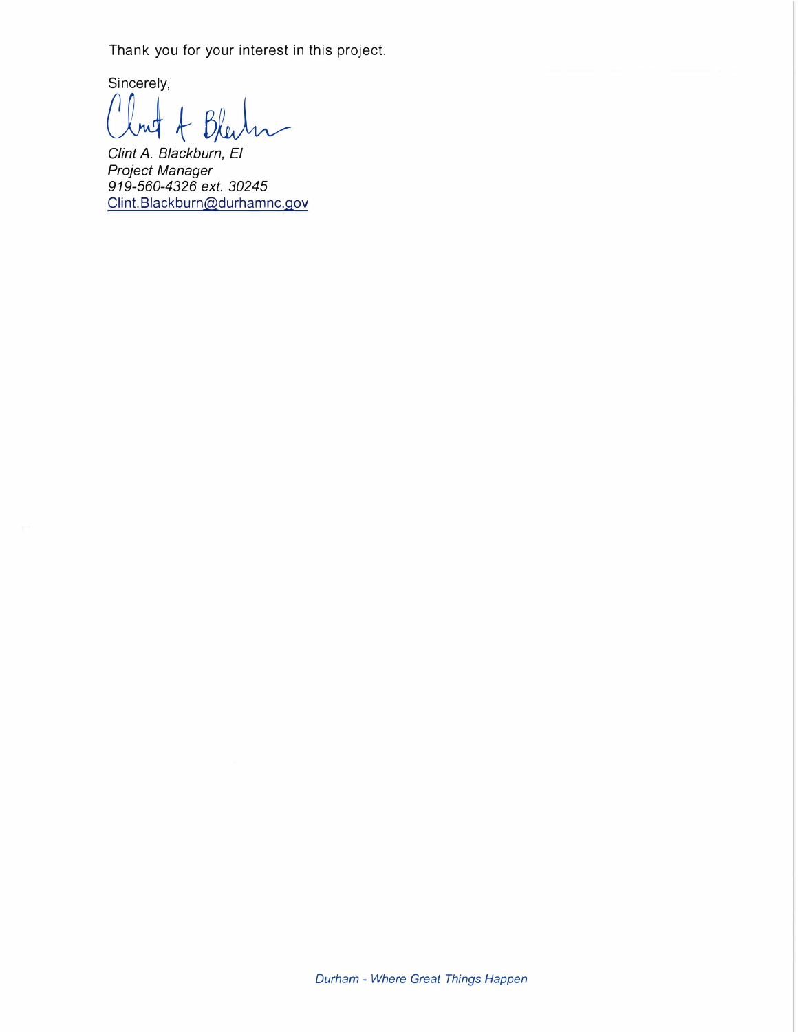Thank you for your interest in this project.

Sincerely,

*Clint A. Blackburn, EI*
*Project Manager*
*919-560-4326 ext. 30245*
Clint.Blackburn@durhamnc.gov

*Durham - Where Great Things Happen*